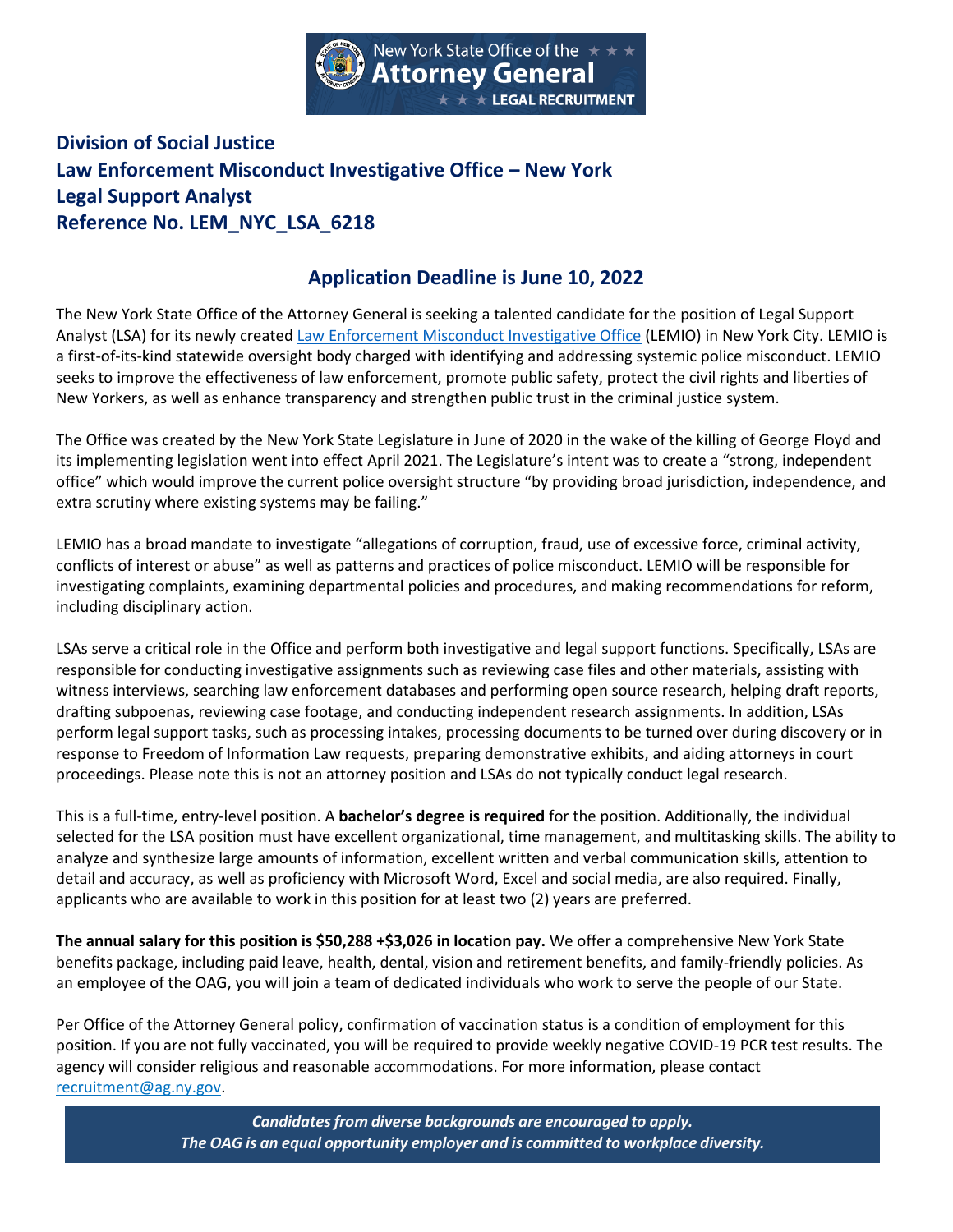New York State Office of the Attorney General ★ ★ ★ LEGAL RECRUITMENT

# Division of Social Justice
# Law Enforcement Misconduct Investigative Office – New York
# Legal Support Analyst
# Reference No. LEM_NYC_LSA_6218

## Application Deadline is June 10, 2022

The New York State Office of the Attorney General is seeking a talented candidate for the position of Legal Support Analyst (LSA) for its newly created [Law Enforcement Misconduct Investigative Office](#) (LEMIO) in New York City. LEMIO is a first-of-its-kind statewide oversight body charged with identifying and addressing systemic police misconduct. LEMIO seeks to improve the effectiveness of law enforcement, promote public safety, protect the civil rights and liberties of New Yorkers, as well as enhance transparency and strengthen public trust in the criminal justice system.

The Office was created by the New York State Legislature in June of 2020 in the wake of the killing of George Floyd and its implementing legislation went into effect April 2021. The Legislature's intent was to create a "strong, independent office" which would improve the current police oversight structure "by providing broad jurisdiction, independence, and extra scrutiny where existing systems may be failing."

LEMIO has a broad mandate to investigate "allegations of corruption, fraud, use of excessive force, criminal activity, conflicts of interest or abuse" as well as patterns and practices of police misconduct. LEMIO will be responsible for investigating complaints, examining departmental policies and procedures, and making recommendations for reform, including disciplinary action.

LSAs serve a critical role in the Office and perform both investigative and legal support functions. Specifically, LSAs are responsible for conducting investigative assignments such as reviewing case files and other materials, assisting with witness interviews, searching law enforcement databases and performing open source research, helping draft reports, drafting subpoenas, reviewing case footage, and conducting independent research assignments. In addition, LSAs perform legal support tasks, such as processing intakes, processing documents to be turned over during discovery or in response to Freedom of Information Law requests, preparing demonstrative exhibits, and aiding attorneys in court proceedings. Please note this is not an attorney position and LSAs do not typically conduct legal research.

This is a full-time, entry-level position. A **bachelor's degree is required** for the position. Additionally, the individual selected for the LSA position must have excellent organizational, time management, and multitasking skills. The ability to analyze and synthesize large amounts of information, excellent written and verbal communication skills, attention to detail and accuracy, as well as proficiency with Microsoft Word, Excel and social media, are also required. Finally, applicants who are available to work in this position for at least two (2) years are preferred.

**The annual salary for this position is $50,288 +$3,026 in location pay.** We offer a comprehensive New York State benefits package, including paid leave, health, dental, vision and retirement benefits, and family-friendly policies. As an employee of the OAG, you will join a team of dedicated individuals who work to serve the people of our State.

Per Office of the Attorney General policy, confirmation of vaccination status is a condition of employment for this position. If you are not fully vaccinated, you will be required to provide weekly negative COVID-19 PCR test results. The agency will consider religious and reasonable accommodations. For more information, please contact recruitment@ag.ny.gov.

***Candidates from diverse backgrounds are encouraged to apply.***
***The OAG is an equal opportunity employer and is committed to workplace diversity.***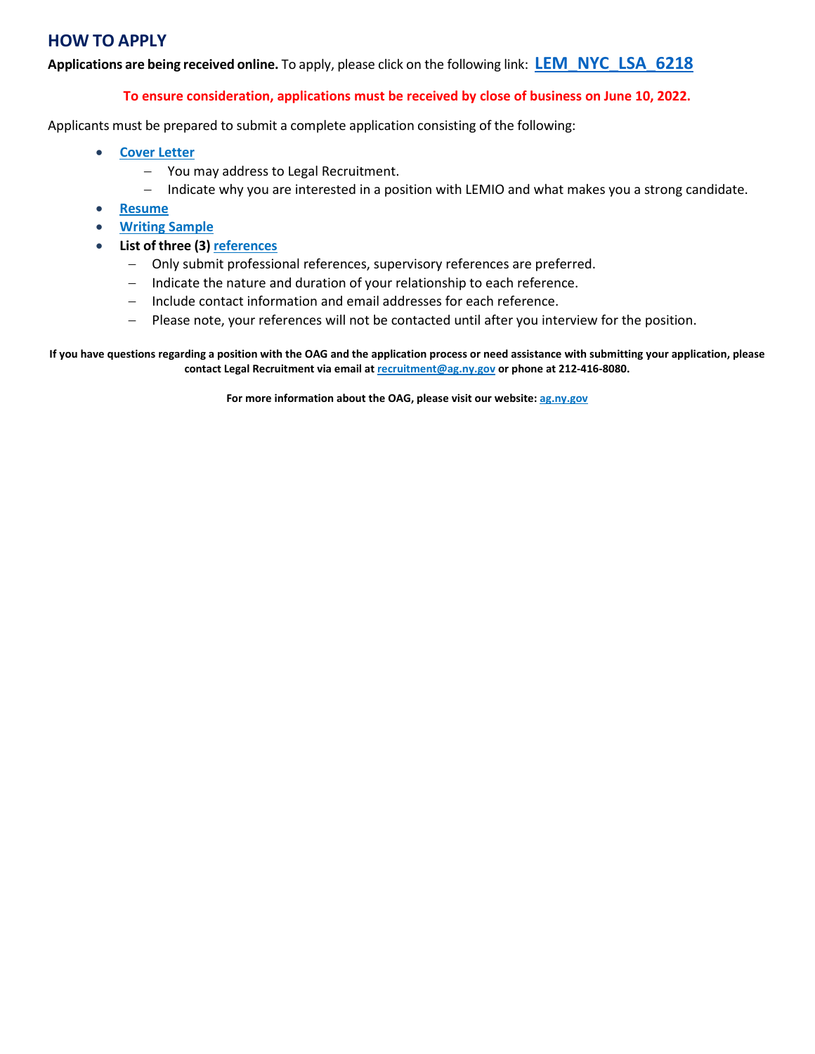## HOW TO APPLY

**Applications are being received online.** To apply, please click on the following link: **LEM_NYC_LSA_6218**

**To ensure consideration, applications must be received by close of business on June 10, 2022.**

Applicants must be prepared to submit a complete application consisting of the following:

- **Cover Letter**
  - You may address to Legal Recruitment.
  - Indicate why you are interested in a position with LEMIO and what makes you a strong candidate.
- **Resume**
- **Writing Sample**
- **List of three (3) references**
  - Only submit professional references, supervisory references are preferred.
  - Indicate the nature and duration of your relationship to each reference.
  - Include contact information and email addresses for each reference.
  - Please note, your references will not be contacted until after you interview for the position.

**If you have questions regarding a position with the OAG and the application process or need assistance with submitting your application, please contact Legal Recruitment via email at recruitment@ag.ny.gov or phone at 212-416-8080.**

**For more information about the OAG, please visit our website: ag.ny.gov**